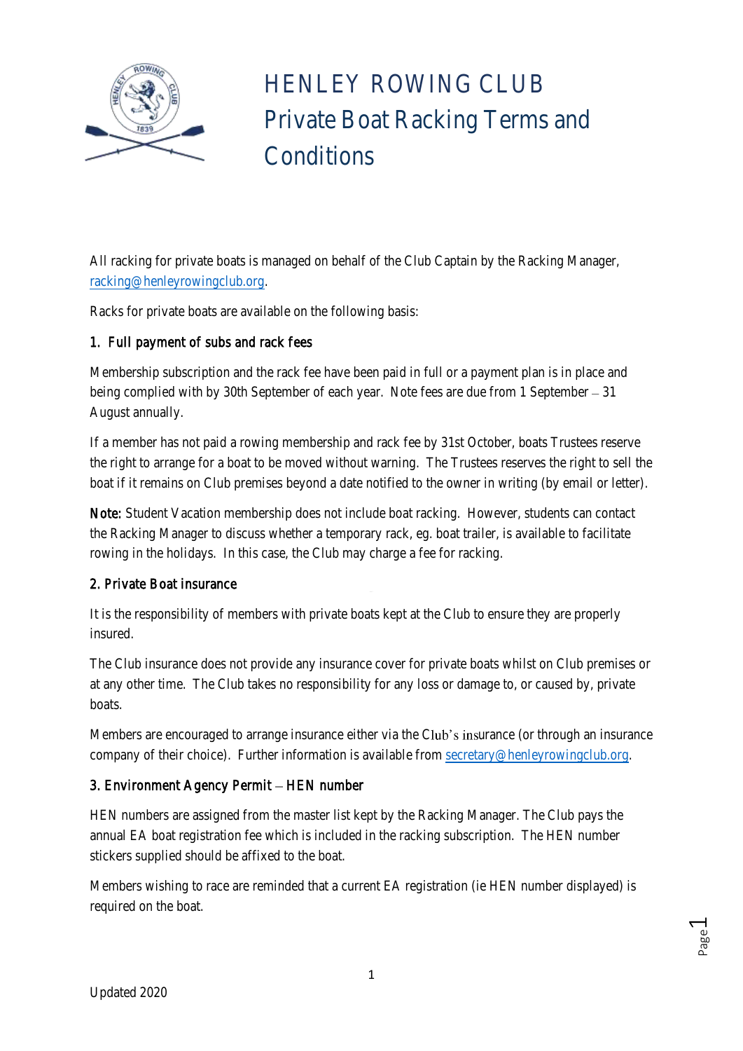# HENLEY ROWING CLUB
# Private Boat Racking Terms and Conditions

All racking for private boats is managed on behalf of the Club Captain by the Racking Manager, racking@henleyrowingclub.org.

Racks for private boats are available on the following basis:

### 1. Full payment of subs and rack fees

Membership subscription and the rack fee have been paid in full or a payment plan is in place and being complied with by 30th September of each year. Note fees are due from 1 September – 31 August annually.

If a member has not paid a rowing membership and rack fee by 31st October, boats Trustees reserve the right to arrange for a boat to be moved without warning. The Trustees reserves the right to sell the boat if it remains on Club premises beyond a date notified to the owner in writing (by email or letter).

**Note:** Student Vacation membership does not include boat racking. However, students can contact the Racking Manager to discuss whether a temporary rack, eg. boat trailer, is available to facilitate rowing in the holidays. In this case, the Club may charge a fee for racking.

### 2. Private Boat insurance

It is the responsibility of members with private boats kept at the Club to ensure they are properly insured.

The Club insurance does not provide any insurance cover for private boats whilst on Club premises or at any other time. The Club takes no responsibility for any loss or damage to, or caused by, private boats.

Members are encouraged to arrange insurance either via the Club's insurance (or through an insurance company of their choice). Further information is available from secretary@henleyrowingclub.org.

### 3. Environment Agency Permit – HEN number

HEN numbers are assigned from the master list kept by the Racking Manager. The Club pays the annual EA boat registration fee which is included in the racking subscription. The HEN number stickers supplied should be affixed to the boat.

Members wishing to race are reminded that a current EA registration (ie HEN number displayed) is required on the boat.

Updated 2020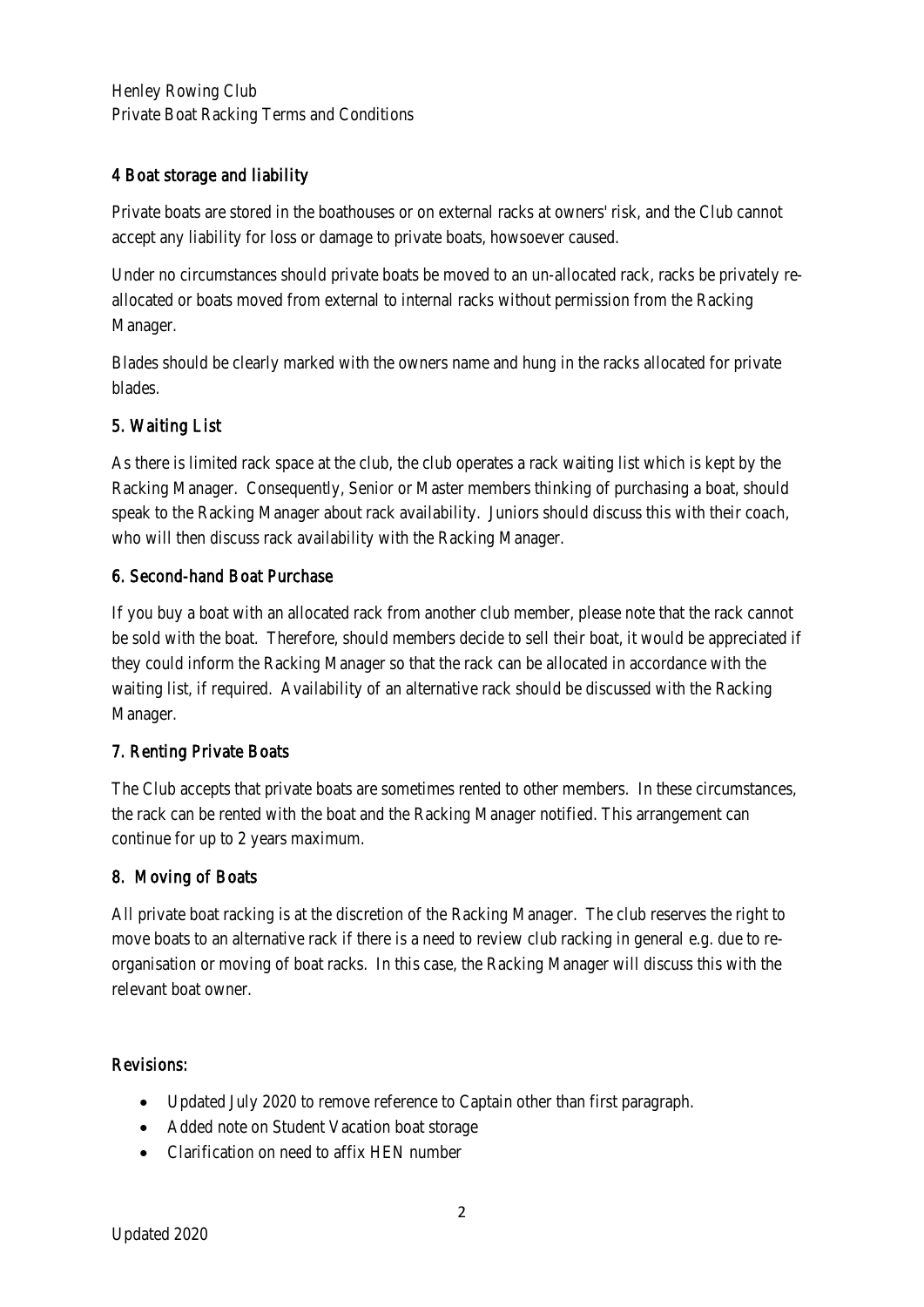Henley Rowing Club
Private Boat Racking Terms and Conditions

## 4 Boat storage and liability

Private boats are stored in the boathouses or on external racks at owners' risk, and the Club cannot accept any liability for loss or damage to private boats, howsoever caused.

Under no circumstances should private boats be moved to an un-allocated rack, racks be privately re-allocated or boats moved from external to internal racks without permission from the Racking Manager.

Blades should be clearly marked with the owners name and hung in the racks allocated for private blades.

## 5. Waiting List

As there is limited rack space at the club, the club operates a rack waiting list which is kept by the Racking Manager. Consequently, Senior or Master members thinking of purchasing a boat, should speak to the Racking Manager about rack availability. Juniors should discuss this with their coach, who will then discuss rack availability with the Racking Manager.

## 6. Second-hand Boat Purchase

If you buy a boat with an allocated rack from another club member, please note that the rack cannot be sold with the boat. Therefore, should members decide to sell their boat, it would be appreciated if they could inform the Racking Manager so that the rack can be allocated in accordance with the waiting list, if required. Availability of an alternative rack should be discussed with the Racking Manager.

## 7. Renting Private Boats

The Club accepts that private boats are sometimes rented to other members. In these circumstances, the rack can be rented with the boat and the Racking Manager notified. This arrangement can continue for up to 2 years maximum.

## 8. Moving of Boats

All private boat racking is at the discretion of the Racking Manager. The club reserves the right to move boats to an alternative rack if there is a need to review club racking in general e.g. due to re-organisation or moving of boat racks. In this case, the Racking Manager will discuss this with the relevant boat owner.

## Revisions:

- Updated July 2020 to remove reference to Captain other than first paragraph.
- Added note on Student Vacation boat storage
- Clarification on need to affix HEN number

Updated 2020